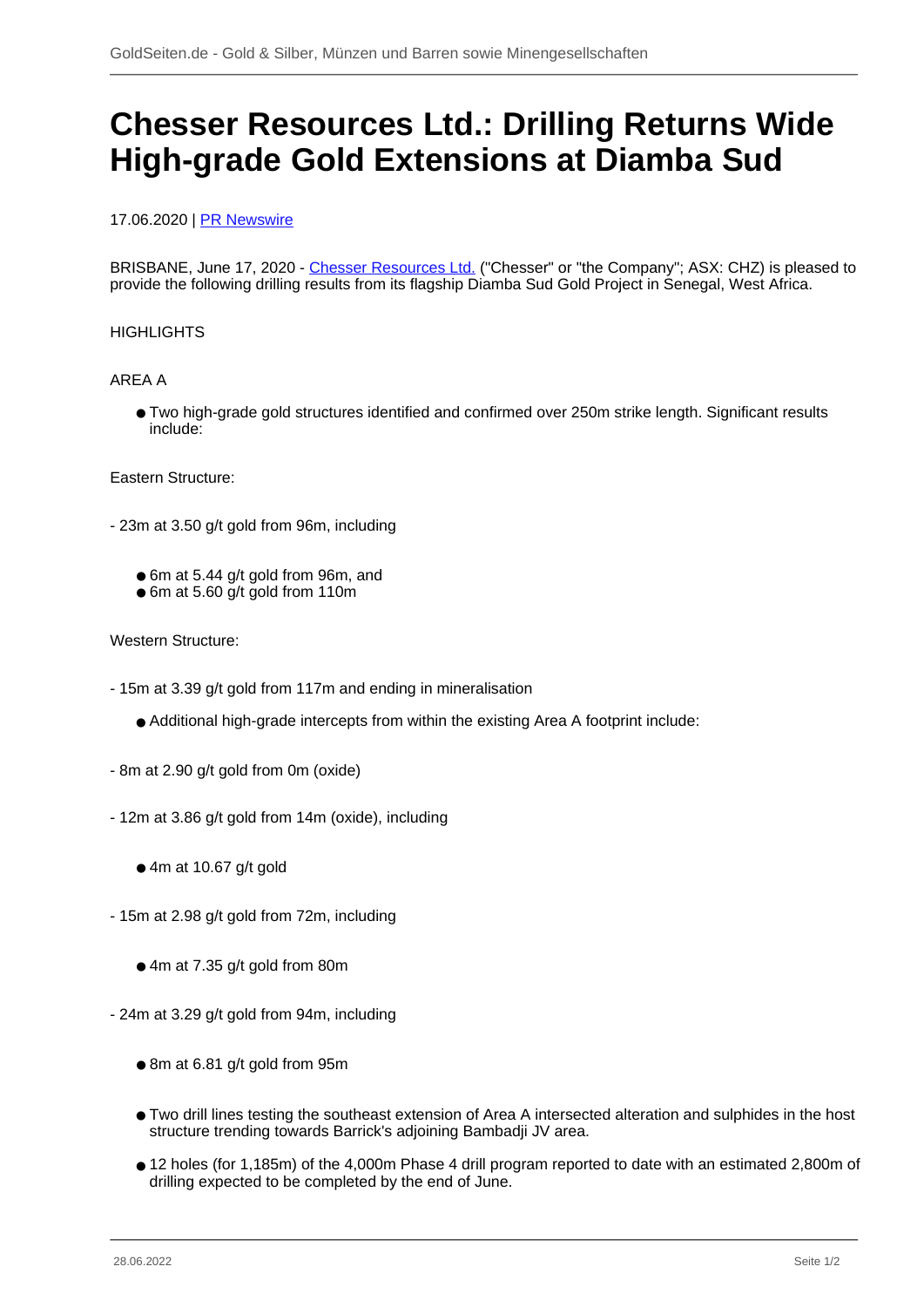# Chesser Resources Ltd.: Drilling Returns Wide High-grade Gold Extensions at Diamba Sud

17.06.2020 | PR Newswire

BRISBANE, June 17, 2020 - Chesser Resources Ltd. ("Chesser" or "the Company"; ASX: CHZ) is pleased to provide the following drilling results from its flagship Diamba Sud Gold Project in Senegal, West Africa.

HIGHLIGHTS

AREA A

- Two high-grade gold structures identified and confirmed over 250m strike length. Significant results include:

Eastern Structure:

- 23m at 3.50 g/t gold from 96m, including

  - 6m at 5.44 g/t gold from 96m, and
  - 6m at 5.60 g/t gold from 110m

Western Structure:

- 15m at 3.39 g/t gold from 117m and ending in mineralisation

  - Additional high-grade intercepts from within the existing Area A footprint include:

- 8m at 2.90 g/t gold from 0m (oxide)

- 12m at 3.86 g/t gold from 14m (oxide), including

  - 4m at 10.67 g/t gold

- 15m at 2.98 g/t gold from 72m, including

  - 4m at 7.35 g/t gold from 80m

- 24m at 3.29 g/t gold from 94m, including

  - 8m at 6.81 g/t gold from 95m

  - Two drill lines testing the southeast extension of Area A intersected alteration and sulphides in the host structure trending towards Barrick's adjoining Bambadji JV area.

  - 12 holes (for 1,185m) of the 4,000m Phase 4 drill program reported to date with an estimated 2,800m of drilling expected to be completed by the end of June.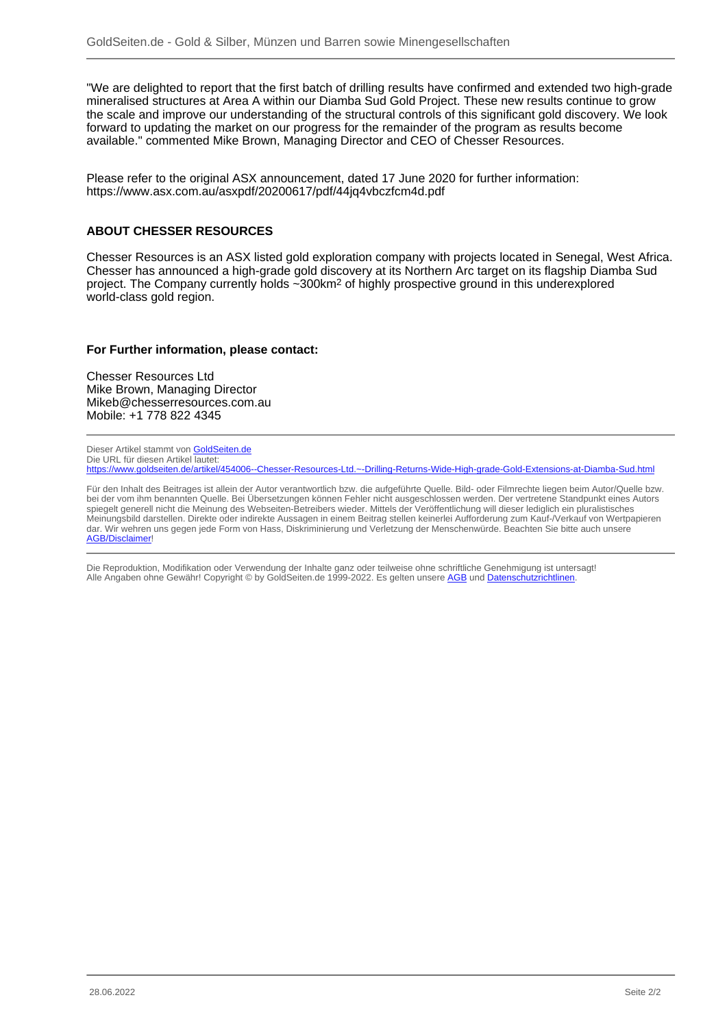"We are delighted to report that the first batch of drilling results have confirmed and extended two high-grade mineralised structures at Area A within our Diamba Sud Gold Project. These new results continue to grow the scale and improve our understanding of the structural controls of this significant gold discovery. We look forward to updating the market on our progress for the remainder of the program as results become available." commented Mike Brown, Managing Director and CEO of Chesser Resources.

Please refer to the original ASX announcement, dated 17 June 2020 for further information:
https://www.asx.com.au/asxpdf/20200617/pdf/44jq4vbczfcm4d.pdf

**ABOUT CHESSER RESOURCES**

Chesser Resources is an ASX listed gold exploration company with projects located in Senegal, West Africa. Chesser has announced a high-grade gold discovery at its Northern Arc target on its flagship Diamba Sud project. The Company currently holds ~300km$^2$ of highly prospective ground in this underexplored world-class gold region.

**For Further information, please contact:**

Chesser Resources Ltd
Mike Brown, Managing Director
Mikeb@chesserresources.com.au
Mobile: +1 778 822 4345

Dieser Artikel stammt von GoldSeiten.de
Die URL für diesen Artikel lautet:
https://www.goldseiten.de/artikel/454006--Chesser-Resources-Ltd.~-Drilling-Returns-Wide-High-grade-Gold-Extensions-at-Diamba-Sud.html

Für den Inhalt des Beitrages ist allein der Autor verantwortlich bzw. die aufgeführte Quelle. Bild- oder Filmrechte liegen beim Autor/Quelle bzw. bei der vom ihm benannten Quelle. Bei Übersetzungen können Fehler nicht ausgeschlossen werden. Der vertretene Standpunkt eines Autors spiegelt generell nicht die Meinung des Webseiten-Betreibers wieder. Mittels der Veröffentlichung will dieser lediglich ein pluralistisches Meinungsbild darstellen. Direkte oder indirekte Aussagen in einem Beitrag stellen keinerlei Aufforderung zum Kauf-/Verkauf von Wertpapieren dar. Wir wehren uns gegen jede Form von Hass, Diskriminierung und Verletzung der Menschenwürde. Beachten Sie bitte auch unsere AGB/Disclaimer!

Die Reproduktion, Modifikation oder Verwendung der Inhalte ganz oder teilweise ohne schriftliche Genehmigung ist untersagt!
Alle Angaben ohne Gewähr! Copyright © by GoldSeiten.de 1999-2022. Es gelten unsere AGB und Datenschutzrichtlinen.